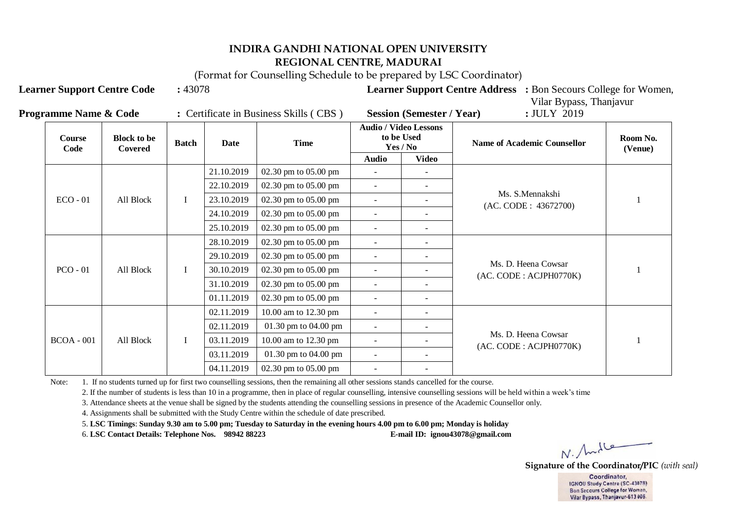# INDIRA GANDHI NATIONAL OPEN UNIVERSITY
## REGIONAL CENTRE, MADURAI

(Format for Counselling Schedule to be prepared by LSC Coordinator)

**Learner Support Centre Code** : 43078 **Learner Support Centre Address** : Bon Secours College for Women, Vilar Bypass, Thanjavur

**Programme Name & Code** : Certificate in Business Skills ( CBS ) **Session (Semester / Year)** : JULY 2019

| Course Code | Block to be Covered | Batch | Date | Time | Audio / Video Lessons to be Used Yes / No | | Name of Academic Counsellor | Room No. (Venue) |
|---|---|---|---|---|---|---|---|---|
| | | | | | Audio | Video | | |
| ECO - 01 | All Block | I | 21.10.2019 | 02.30 pm to 05.00 pm | - | - | Ms. S.Mennakshi (AC. CODE : 43672700) | 1 |
| | | | 22.10.2019 | 02.30 pm to 05.00 pm | - | - | | |
| | | | 23.10.2019 | 02.30 pm to 05.00 pm | - | - | | |
| | | | 24.10.2019 | 02.30 pm to 05.00 pm | - | - | | |
| | | | 25.10.2019 | 02.30 pm to 05.00 pm | - | - | | |
| PCO - 01 | All Block | I | 28.10.2019 | 02.30 pm to 05.00 pm | - | - | Ms. D. Heena Cowsar (AC. CODE : ACJPH0770K) | 1 |
| | | | 29.10.2019 | 02.30 pm to 05.00 pm | - | - | | |
| | | | 30.10.2019 | 02.30 pm to 05.00 pm | - | - | | |
| | | | 31.10.2019 | 02.30 pm to 05.00 pm | - | - | | |
| | | | 01.11.2019 | 02.30 pm to 05.00 pm | - | - | | |
| BCOA - 001 | All Block | I | 02.11.2019 | 10.00 am to 12.30 pm | - | - | Ms. D. Heena Cowsar (AC. CODE : ACJPH0770K) | 1 |
| | | | 02.11.2019 | 01.30 pm to 04.00 pm | - | - | | |
| | | | 03.11.2019 | 10.00 am to 12.30 pm | - | - | | |
| | | | 03.11.2019 | 01.30 pm to 04.00 pm | - | - | | |
| | | | 04.11.2019 | 02.30 pm to 05.00 pm | - | - | | |

Note:
1. If no students turned up for first two counselling sessions, then the remaining all other sessions stands cancelled for the course.
2. If the number of students is less than 10 in a programme, then in place of regular counselling, intensive counselling sessions will be held within a week's time
3. Attendance sheets at the venue shall be signed by the students attending the counselling sessions in presence of the Academic Counsellor only.
4. Assignments shall be submitted with the Study Centre within the schedule of date prescribed.
5. **LSC Timings**: **Sunday 9.30 am to 5.00 pm; Tuesday to Saturday in the evening hours 4.00 pm to 6.00 pm; Monday is holiday**
6. **LSC Contact Details: Telephone Nos. 98942 88223** **E-mail ID: ignou43078@gmail.com**

N. Andle

**Signature of the Coordinator/PIC** *(with seal)*

Coordinator,
IGNOU Study Centre (SC-43078)
Bon Secours College for Women,
Vilar Bypass, Thanjavur-613 006.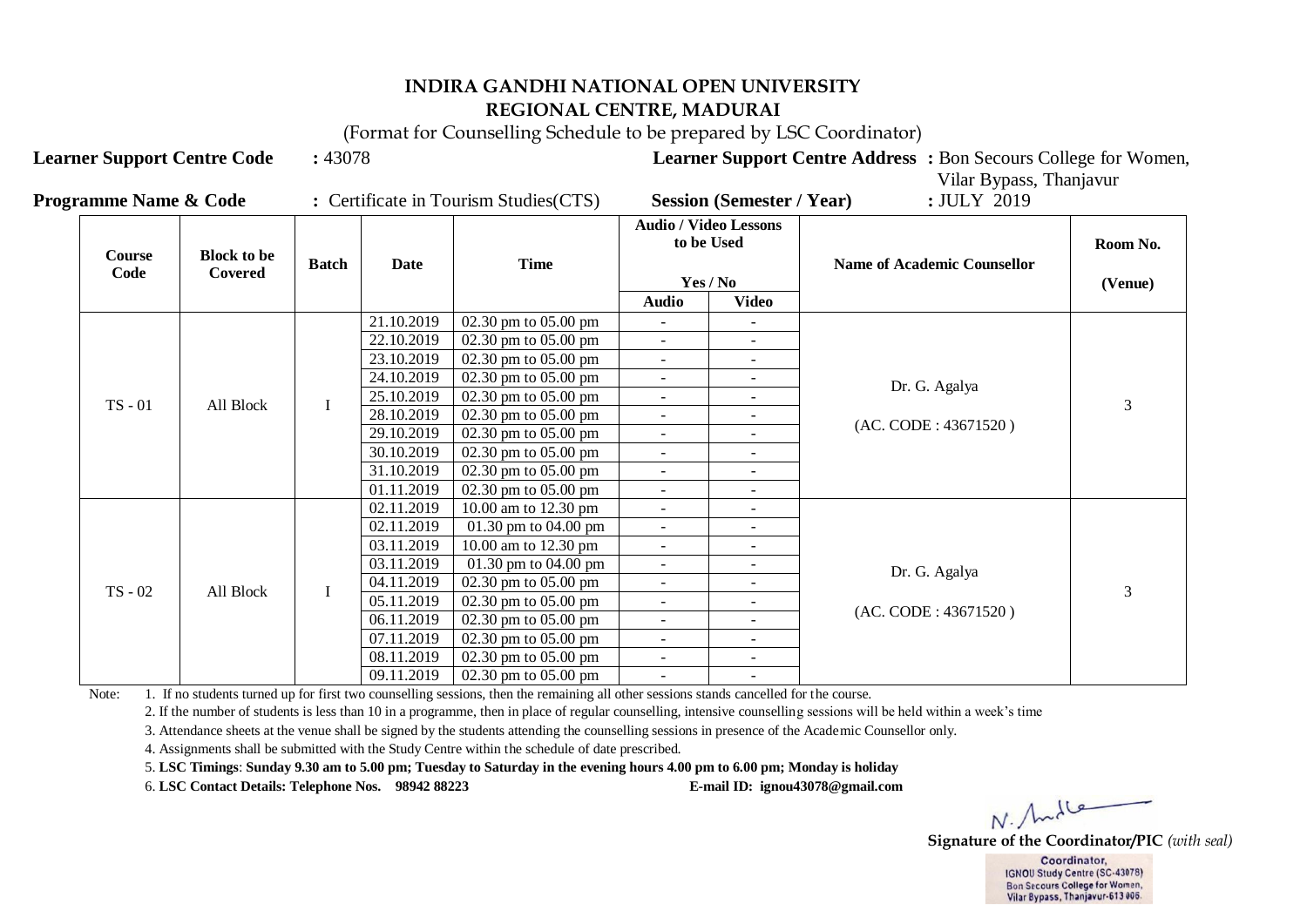**INDIRA GANDHI NATIONAL OPEN UNIVERSITY**
**REGIONAL CENTRE, MADURAI**
(Format for Counselling Schedule to be prepared by LSC Coordinator)

**Learner Support Centre Code** : 43078 **Learner Support Centre Address** : Bon Secours College for Women, Vilar Bypass, Thanjavur

**Programme Name & Code** : Certificate in Tourism Studies(CTS) **Session (Semester / Year)** : JULY 2019

| Course Code | Block to be Covered | Batch | Date | Time | Audio / Video Lessons to be Used Yes / No | | Name of Academic Counsellor | Room No. (Venue) |
|---|---|---|---|---|---|---|---|---|
| | | | | | Audio | Video | | |
| TS - 01 | All Block | I | 21.10.2019 | 02.30 pm to 05.00 pm | - | - | Dr. G. Agalya (AC. CODE : 43671520 ) | 3 |
| | | | 22.10.2019 | 02.30 pm to 05.00 pm | - | - | | |
| | | | 23.10.2019 | 02.30 pm to 05.00 pm | - | - | | |
| | | | 24.10.2019 | 02.30 pm to 05.00 pm | - | - | | |
| | | | 25.10.2019 | 02.30 pm to 05.00 pm | - | - | | |
| | | | 28.10.2019 | 02.30 pm to 05.00 pm | - | - | | |
| | | | 29.10.2019 | 02.30 pm to 05.00 pm | - | - | | |
| | | | 30.10.2019 | 02.30 pm to 05.00 pm | - | - | | |
| | | | 31.10.2019 | 02.30 pm to 05.00 pm | - | - | | |
| | | | 01.11.2019 | 02.30 pm to 05.00 pm | - | - | | |
| TS - 02 | All Block | I | 02.11.2019 | 10.00 am to 12.30 pm | - | - | Dr. G. Agalya (AC. CODE : 43671520 ) | 3 |
| | | | 02.11.2019 | 01.30 pm to 04.00 pm | - | - | | |
| | | | 03.11.2019 | 10.00 am to 12.30 pm | - | - | | |
| | | | 03.11.2019 | 01.30 pm to 04.00 pm | - | - | | |
| | | | 04.11.2019 | 02.30 pm to 05.00 pm | - | - | | |
| | | | 05.11.2019 | 02.30 pm to 05.00 pm | - | - | | |
| | | | 06.11.2019 | 02.30 pm to 05.00 pm | - | - | | |
| | | | 07.11.2019 | 02.30 pm to 05.00 pm | - | - | | |
| | | | 08.11.2019 | 02.30 pm to 05.00 pm | - | - | | |
| | | | 09.11.2019 | 02.30 pm to 05.00 pm | - | - | | |

Note:
1. If no students turned up for first two counselling sessions, then the remaining all other sessions stands cancelled for the course.
2. If the number of students is less than 10 in a programme, then in place of regular counselling, intensive counselling sessions will be held within a week's time
3. Attendance sheets at the venue shall be signed by the students attending the counselling sessions in presence of the Academic Counsellor only.
4. Assignments shall be submitted with the Study Centre within the schedule of date prescribed.
5. **LSC Timings**: **Sunday 9.30 am to 5.00 pm; Tuesday to Saturday in the evening hours 4.00 pm to 6.00 pm; Monday is holiday**
6. **LSC Contact Details: Telephone Nos. 98942 88223** **E-mail ID: ignou43078@gmail.com**

**Signature of the Coordinator/PIC** *(with seal)*

Coordinator,
IGNOU Study Centre (SC-43078)
Bon Secours College for Women,
Vilar Bypass, Thanjavur-613 006.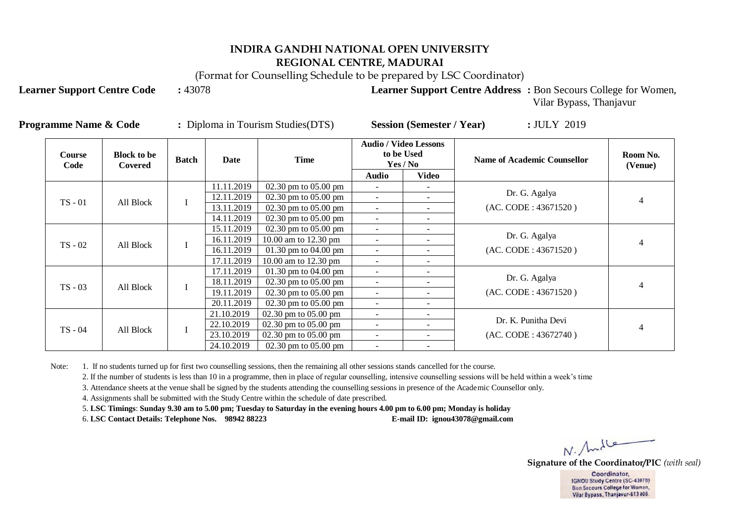# INDIRA GANDHI NATIONAL OPEN UNIVERSITY
## REGIONAL CENTRE, MADURAI

(Format for Counselling Schedule to be prepared by LSC Coordinator)

**Learner Support Centre Code** : 43078 **Learner Support Centre Address :** Bon Secours College for Women, Vilar Bypass, Thanjavur

**Programme Name & Code** : Diploma in Tourism Studies(DTS) **Session (Semester / Year)** : JULY 2019

| Course Code | Block to be Covered | Batch | Date | Time | Audio / Video Lessons to be Used Yes / No | | Name of Academic Counsellor | Room No. (Venue) |
|---|---|---|---|---|---|---|---|---|
| | | | | | Audio | Video | | |
| TS - 01 | All Block | I | 11.11.2019 | 02.30 pm to 05.00 pm | - | - | Dr. G. Agalya (AC. CODE : 43671520 ) | 4 |
| | | | 12.11.2019 | 02.30 pm to 05.00 pm | - | - | | |
| | | | 13.11.2019 | 02.30 pm to 05.00 pm | - | - | | |
| | | | 14.11.2019 | 02.30 pm to 05.00 pm | - | - | | |
| TS - 02 | All Block | I | 15.11.2019 | 02.30 pm to 05.00 pm | - | - | Dr. G. Agalya (AC. CODE : 43671520 ) | 4 |
| | | | 16.11.2019 | 10.00 am to 12.30 pm | - | - | | |
| | | | 16.11.2019 | 01.30 pm to 04.00 pm | - | - | | |
| | | | 17.11.2019 | 10.00 am to 12.30 pm | - | - | | |
| TS - 03 | All Block | I | 17.11.2019 | 01.30 pm to 04.00 pm | - | - | Dr. G. Agalya (AC. CODE : 43671520 ) | 4 |
| | | | 18.11.2019 | 02.30 pm to 05.00 pm | - | - | | |
| | | | 19.11.2019 | 02.30 pm to 05.00 pm | - | - | | |
| | | | 20.11.2019 | 02.30 pm to 05.00 pm | - | - | | |
| TS - 04 | All Block | I | 21.10.2019 | 02.30 pm to 05.00 pm | - | - | Dr. K. Punitha Devi (AC. CODE : 43672740 ) | 4 |
| | | | 22.10.2019 | 02.30 pm to 05.00 pm | - | - | | |
| | | | 23.10.2019 | 02.30 pm to 05.00 pm | - | - | | |
| | | | 24.10.2019 | 02.30 pm to 05.00 pm | - | - | | |

Note:
1. If no students turned up for first two counselling sessions, then the remaining all other sessions stands cancelled for the course.
2. If the number of students is less than 10 in a programme, then in place of regular counselling, intensive counselling sessions will be held within a week's time
3. Attendance sheets at the venue shall be signed by the students attending the counselling sessions in presence of the Academic Counsellor only.
4. Assignments shall be submitted with the Study Centre within the schedule of date prescribed.
5. **LSC Timings**: **Sunday 9.30 am to 5.00 pm; Tuesday to Saturday in the evening hours 4.00 pm to 6.00 pm; Monday is holiday**
6. **LSC Contact Details: Telephone Nos. 98942 88223 E-mail ID: ignou43078@gmail.com**

**Signature of the Coordinator/PIC** *(with seal)*

Coordinator,
IGNOU Study Centre (SC-43078)
Bon Secours College for Women,
Vilar Bypass, Thanjavur-613 006.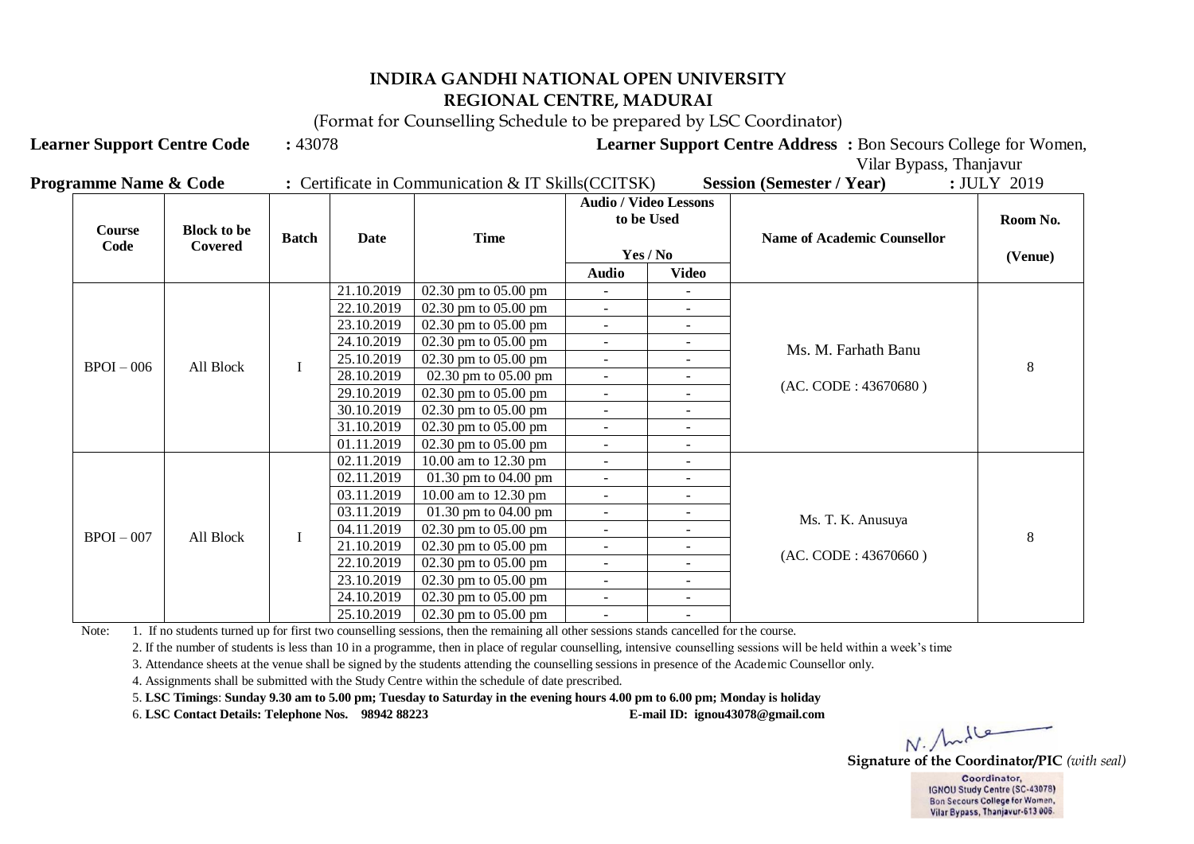# INDIRA GANDHI NATIONAL OPEN UNIVERSITY
## REGIONAL CENTRE, MADURAI

(Format for Counselling Schedule to be prepared by LSC Coordinator)

**Learner Support Centre Code** : 43078 **Learner Support Centre Address :** Bon Secours College for Women, Vilar Bypass, Thanjavur

**Programme Name & Code** : Certificate in Communication & IT Skills(CCITSK) **Session (Semester / Year)** : JULY 2019

| Course Code | Block to be Covered | Batch | Date | Time | Audio / Video Lessons to be Used Yes / No | | Name of Academic Counsellor | Room No. (Venue) |
|---|---|---|---|---|---|---|---|---|
| | | | | | Audio | Video | | |
| BPOI – 006 | All Block | I | 21.10.2019 | 02.30 pm to 05.00 pm | - | - | Ms. M. Farhath Banu (AC. CODE : 43670680 ) | 8 |
| | | | 22.10.2019 | 02.30 pm to 05.00 pm | - | - | | |
| | | | 23.10.2019 | 02.30 pm to 05.00 pm | - | - | | |
| | | | 24.10.2019 | 02.30 pm to 05.00 pm | - | - | | |
| | | | 25.10.2019 | 02.30 pm to 05.00 pm | - | - | | |
| | | | 28.10.2019 | 02.30 pm to 05.00 pm | - | - | | |
| | | | 29.10.2019 | 02.30 pm to 05.00 pm | - | - | | |
| | | | 30.10.2019 | 02.30 pm to 05.00 pm | - | - | | |
| | | | 31.10.2019 | 02.30 pm to 05.00 pm | - | - | | |
| | | | 01.11.2019 | 02.30 pm to 05.00 pm | - | - | | |
| BPOI – 007 | All Block | I | 02.11.2019 | 10.00 am to 12.30 pm | - | - | Ms. T. K. Anusuya (AC. CODE : 43670660 ) | 8 |
| | | | 02.11.2019 | 01.30 pm to 04.00 pm | - | - | | |
| | | | 03.11.2019 | 10.00 am to 12.30 pm | - | - | | |
| | | | 03.11.2019 | 01.30 pm to 04.00 pm | - | - | | |
| | | | 04.11.2019 | 02.30 pm to 05.00 pm | - | - | | |
| | | | 21.10.2019 | 02.30 pm to 05.00 pm | - | - | | |
| | | | 22.10.2019 | 02.30 pm to 05.00 pm | - | - | | |
| | | | 23.10.2019 | 02.30 pm to 05.00 pm | - | - | | |
| | | | 24.10.2019 | 02.30 pm to 05.00 pm | - | - | | |
| | | | 25.10.2019 | 02.30 pm to 05.00 pm | - | - | | |

Note:

1. If no students turned up for first two counselling sessions, then the remaining all other sessions stands cancelled for the course.
2. If the number of students is less than 10 in a programme, then in place of regular counselling, intensive counselling sessions will be held within a week's time
3. Attendance sheets at the venue shall be signed by the students attending the counselling sessions in presence of the Academic Counsellor only.
4. Assignments shall be submitted with the Study Centre within the schedule of date prescribed.
5. **LSC Timings**: **Sunday 9.30 am to 5.00 pm; Tuesday to Saturday in the evening hours 4.00 pm to 6.00 pm; Monday is holiday**
6. **LSC Contact Details: Telephone Nos. 98942 88223 E-mail ID: ignou43078@gmail.com**

**Signature of the Coordinator/PIC** *(with seal)*

Coordinator,
IGNOU Study Centre (SC-43078)
Bon Secours College for Women,
Vilar Bypass, Thanjavur-613 006.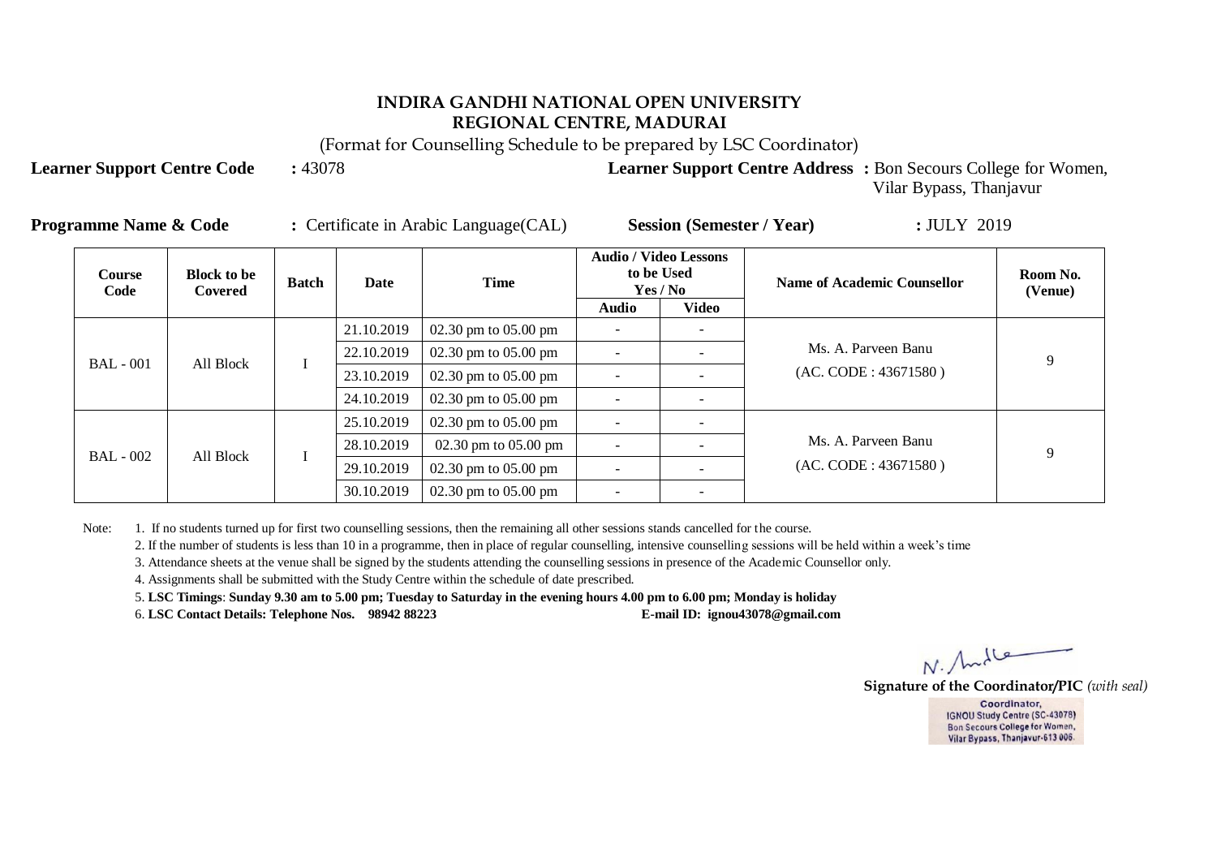# INDIRA GANDHI NATIONAL OPEN UNIVERSITY
## REGIONAL CENTRE, MADURAI

(Format for Counselling Schedule to be prepared by LSC Coordinator)

**Learner Support Centre Code** **:** 43078

**Learner Support Centre Address :** Bon Secours College for Women, Vilar Bypass, Thanjavur

**Programme Name & Code** **:** Certificate in Arabic Language(CAL)

**Session (Semester / Year)** **:** JULY 2019

| Course Code | Block to be Covered | Batch | Date | Time | Audio / Video Lessons to be Used Yes / No | | Name of Academic Counsellor | Room No. (Venue) |
|---|---|---|---|---|---|---|---|---|
| | | | | | Audio | Video | | |
| BAL - 001 | All Block | I | 21.10.2019 | 02.30 pm to 05.00 pm | - | - | Ms. A. Parveen Banu (AC. CODE : 43671580 ) | 9 |
| | | | 22.10.2019 | 02.30 pm to 05.00 pm | - | - | | |
| | | | 23.10.2019 | 02.30 pm to 05.00 pm | - | - | | |
| | | | 24.10.2019 | 02.30 pm to 05.00 pm | - | - | | |
| BAL - 002 | All Block | I | 25.10.2019 | 02.30 pm to 05.00 pm | - | - | Ms. A. Parveen Banu (AC. CODE : 43671580 ) | 9 |
| | | | 28.10.2019 | 02.30 pm to 05.00 pm | - | - | | |
| | | | 29.10.2019 | 02.30 pm to 05.00 pm | - | - | | |
| | | | 30.10.2019 | 02.30 pm to 05.00 pm | - | - | | |

Note:
1. If no students turned up for first two counselling sessions, then the remaining all other sessions stands cancelled for the course.
2. If the number of students is less than 10 in a programme, then in place of regular counselling, intensive counselling sessions will be held within a week's time
3. Attendance sheets at the venue shall be signed by the students attending the counselling sessions in presence of the Academic Counsellor only.
4. Assignments shall be submitted with the Study Centre within the schedule of date prescribed.
5. **LSC Timings**: **Sunday 9.30 am to 5.00 pm; Tuesday to Saturday in the evening hours 4.00 pm to 6.00 pm; Monday is holiday**
6. **LSC Contact Details: Telephone Nos. 98942 88223** **E-mail ID: ignou43078@gmail.com**

**Signature of the Coordinator/PIC** *(with seal)*

Coordinator,
IGNOU Study Centre (SC-43078)
Bon Secours College for Women,
Vilar Bypass, Thanjavur-613 006.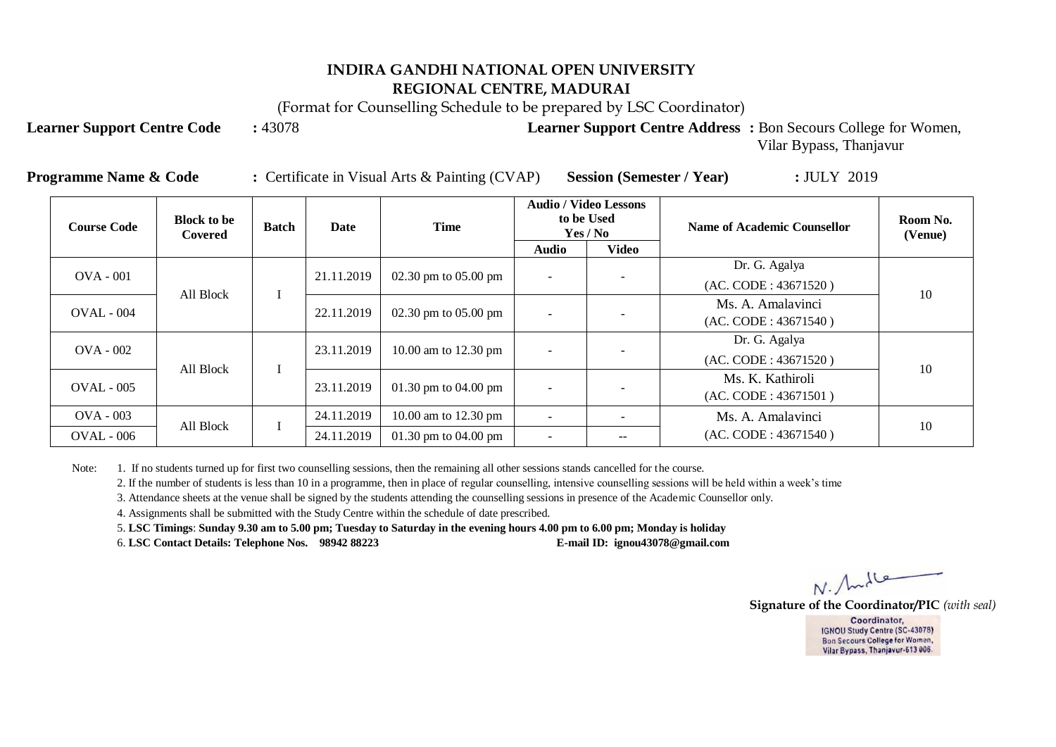# INDIRA GANDHI NATIONAL OPEN UNIVERSITY
## REGIONAL CENTRE, MADURAI

(Format for Counselling Schedule to be prepared by LSC Coordinator)

**Learner Support Centre Code** **:** 43078

**Learner Support Centre Address :** Bon Secours College for Women, Vilar Bypass, Thanjavur

**Programme Name & Code** **:** Certificate in Visual Arts & Painting (CVAP)

**Session (Semester / Year)** **:** JULY 2019

| Course Code | Block to be Covered | Batch | Date | Time | Audio / Video Lessons to be Used Yes / No | | Name of Academic Counsellor | Room No. (Venue) |
|---|---|---|---|---|---|---|---|---|
| | | | | | Audio | Video | | |
| OVA - 001 | All Block | I | 21.11.2019 | 02.30 pm to 05.00 pm | - | - | Dr. G. Agalya (AC. CODE : 43671520 ) | 10 |
| OVAL - 004 | | | 22.11.2019 | 02.30 pm to 05.00 pm | - | - | Ms. A. Amalavinci (AC. CODE : 43671540 ) | |
| OVA - 002 | All Block | I | 23.11.2019 | 10.00 am to 12.30 pm | - | - | Dr. G. Agalya (AC. CODE : 43671520 ) | 10 |
| OVAL - 005 | | | 23.11.2019 | 01.30 pm to 04.00 pm | - | - | Ms. K. Kathiroli (AC. CODE : 43671501 ) | |
| OVA - 003 | All Block | I | 24.11.2019 | 10.00 am to 12.30 pm | - | - | Ms. A. Amalavinci (AC. CODE : 43671540 ) | 10 |
| OVAL - 006 | | | 24.11.2019 | 01.30 pm to 04.00 pm | - | -- | | |

Note:
1. If no students turned up for first two counselling sessions, then the remaining all other sessions stands cancelled for the course.
2. If the number of students is less than 10 in a programme, then in place of regular counselling, intensive counselling sessions will be held within a week's time
3. Attendance sheets at the venue shall be signed by the students attending the counselling sessions in presence of the Academic Counsellor only.
4. Assignments shall be submitted with the Study Centre within the schedule of date prescribed.
5. **LSC Timings**: **Sunday 9.30 am to 5.00 pm; Tuesday to Saturday in the evening hours 4.00 pm to 6.00 pm; Monday is holiday**
6. **LSC Contact Details: Telephone Nos. 98942 88223** **E-mail ID: ignou43078@gmail.com**

N. Amle

**Signature of the Coordinator/PIC** *(with seal)*

Coordinator,
IGNOU Study Centre (SC-43078)
Bon Secours College for Women,
Vilar Bypass, Thanjavur-613 006.